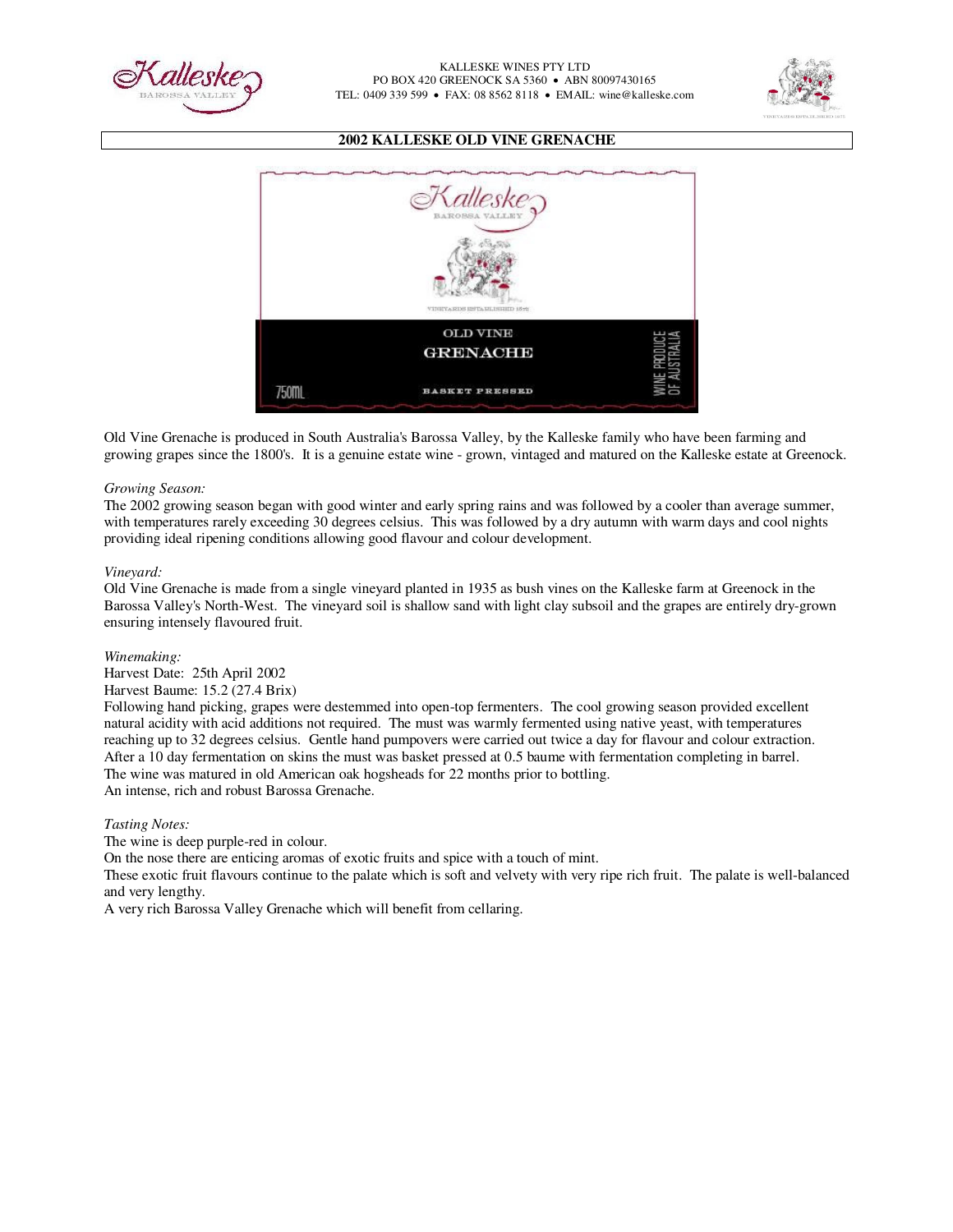KALLESKE WINES PTY LTD
PO BOX 420 GREENOCK SA 5360 • ABN 80097430165
TEL: 0409 339 599 • FAX: 08 8562 8118 • EMAIL: wine@kalleske.com

# 2002 KALLESKE OLD VINE GRENACHE

Old Vine Grenache is produced in South Australia's Barossa Valley, by the Kalleske family who have been farming and growing grapes since the 1800's. It is a genuine estate wine - grown, vintaged and matured on the Kalleske estate at Greenock.

*Growing Season:*
The 2002 growing season began with good winter and early spring rains and was followed by a cooler than average summer, with temperatures rarely exceeding 30 degrees celsius. This was followed by a dry autumn with warm days and cool nights providing ideal ripening conditions allowing good flavour and colour development.

*Vineyard:*
Old Vine Grenache is made from a single vineyard planted in 1935 as bush vines on the Kalleske farm at Greenock in the Barossa Valley's North-West. The vineyard soil is shallow sand with light clay subsoil and the grapes are entirely dry-grown ensuring intensely flavoured fruit.

*Winemaking:*
Harvest Date: 25th April 2002
Harvest Baume: 15.2 (27.4 Brix)
Following hand picking, grapes were destemmed into open-top fermenters. The cool growing season provided excellent natural acidity with acid additions not required. The must was warmly fermented using native yeast, with temperatures reaching up to 32 degrees celsius. Gentle hand pumpovers were carried out twice a day for flavour and colour extraction. After a 10 day fermentation on skins the must was basket pressed at 0.5 baume with fermentation completing in barrel. The wine was matured in old American oak hogsheads for 22 months prior to bottling.
An intense, rich and robust Barossa Grenache.

*Tasting Notes:*
The wine is deep purple-red in colour.
On the nose there are enticing aromas of exotic fruits and spice with a touch of mint.
These exotic fruit flavours continue to the palate which is soft and velvety with very ripe rich fruit. The palate is well-balanced and very lengthy.
A very rich Barossa Valley Grenache which will benefit from cellaring.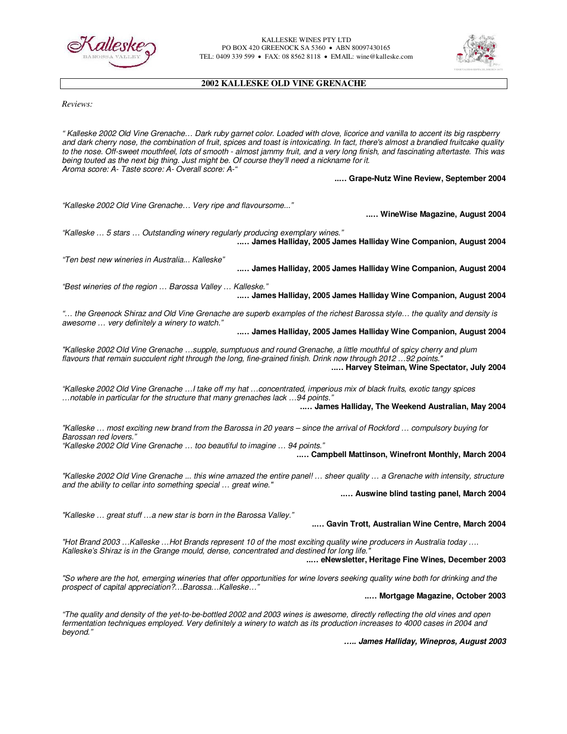KALLESKE WINES PTY LTD
PO BOX 420 GREENOCK SA 5360 • ABN 80097430165
TEL: 0409 339 599 • FAX: 08 8562 8118 • EMAIL: wine@kalleske.com

## 2002 KALLESKE OLD VINE GRENACHE

*Reviews:*

*" Kalleske 2002 Old Vine Grenache… Dark ruby garnet color. Loaded with clove, licorice and vanilla to accent its big raspberry and dark cherry nose, the combination of fruit, spices and toast is intoxicating. In fact, there's almost a brandied fruitcake quality to the nose. Off-sweet mouthfeel, lots of smooth - almost jammy fruit, and a very long finish, and fascinating aftertaste. This was being touted as the next big thing. Just might be. Of course they'll need a nickname for it.*
*Aroma score: A- Taste score: A- Overall score: A-"*

**..... Grape-Nutz Wine Review, September 2004**

*"Kalleske 2002 Old Vine Grenache… Very ripe and flavoursome..."*

**..... WineWise Magazine, August 2004**

*"Kalleske … 5 stars … Outstanding winery regularly producing exemplary wines."*

**..... James Halliday, 2005 James Halliday Wine Companion, August 2004**

*"Ten best new wineries in Australia... Kalleske"*

**..... James Halliday, 2005 James Halliday Wine Companion, August 2004**

*"Best wineries of the region … Barossa Valley … Kalleske."*

**..... James Halliday, 2005 James Halliday Wine Companion, August 2004**

*"… the Greenock Shiraz and Old Vine Grenache are superb examples of the richest Barossa style… the quality and density is awesome … very definitely a winery to watch."*

**..... James Halliday, 2005 James Halliday Wine Companion, August 2004**

*"Kalleske 2002 Old Vine Grenache …supple, sumptuous and round Grenache, a little mouthful of spicy cherry and plum flavours that remain succulent right through the long, fine-grained finish. Drink now through 2012 …92 points."*

**..... Harvey Steiman, Wine Spectator, July 2004**

*"Kalleske 2002 Old Vine Grenache …I take off my hat …concentrated, imperious mix of black fruits, exotic tangy spices …notable in particular for the structure that many grenaches lack …94 points."*

**..... James Halliday, The Weekend Australian, May 2004**

*"Kalleske … most exciting new brand from the Barossa in 20 years – since the arrival of Rockford … compulsory buying for Barossan red lovers."*
*"Kalleske 2002 Old Vine Grenache … too beautiful to imagine … 94 points."*

**..... Campbell Mattinson, Winefront Monthly, March 2004**

*"Kalleske 2002 Old Vine Grenache ... this wine amazed the entire panel! … sheer quality … a Grenache with intensity, structure and the ability to cellar into something special … great wine."*

**..... Auswine blind tasting panel, March 2004**

*"Kalleske … great stuff …a new star is born in the Barossa Valley."*

**..... Gavin Trott, Australian Wine Centre, March 2004**

*"Hot Brand 2003 …Kalleske …Hot Brands represent 10 of the most exciting quality wine producers in Australia today …. Kalleske's Shiraz is in the Grange mould, dense, concentrated and destined for long life."*

**..... eNewsletter, Heritage Fine Wines, December 2003**

*"So where are the hot, emerging wineries that offer opportunities for wine lovers seeking quality wine both for drinking and the prospect of capital appreciation?…Barossa…Kalleske…"*

**..... Mortgage Magazine, October 2003**

*"The quality and density of the yet-to-be-bottled 2002 and 2003 wines is awesome, directly reflecting the old vines and open fermentation techniques employed. Very definitely a winery to watch as its production increases to 4000 cases in 2004 and beyond."*

***….. James Halliday, Winepros, August 2003***